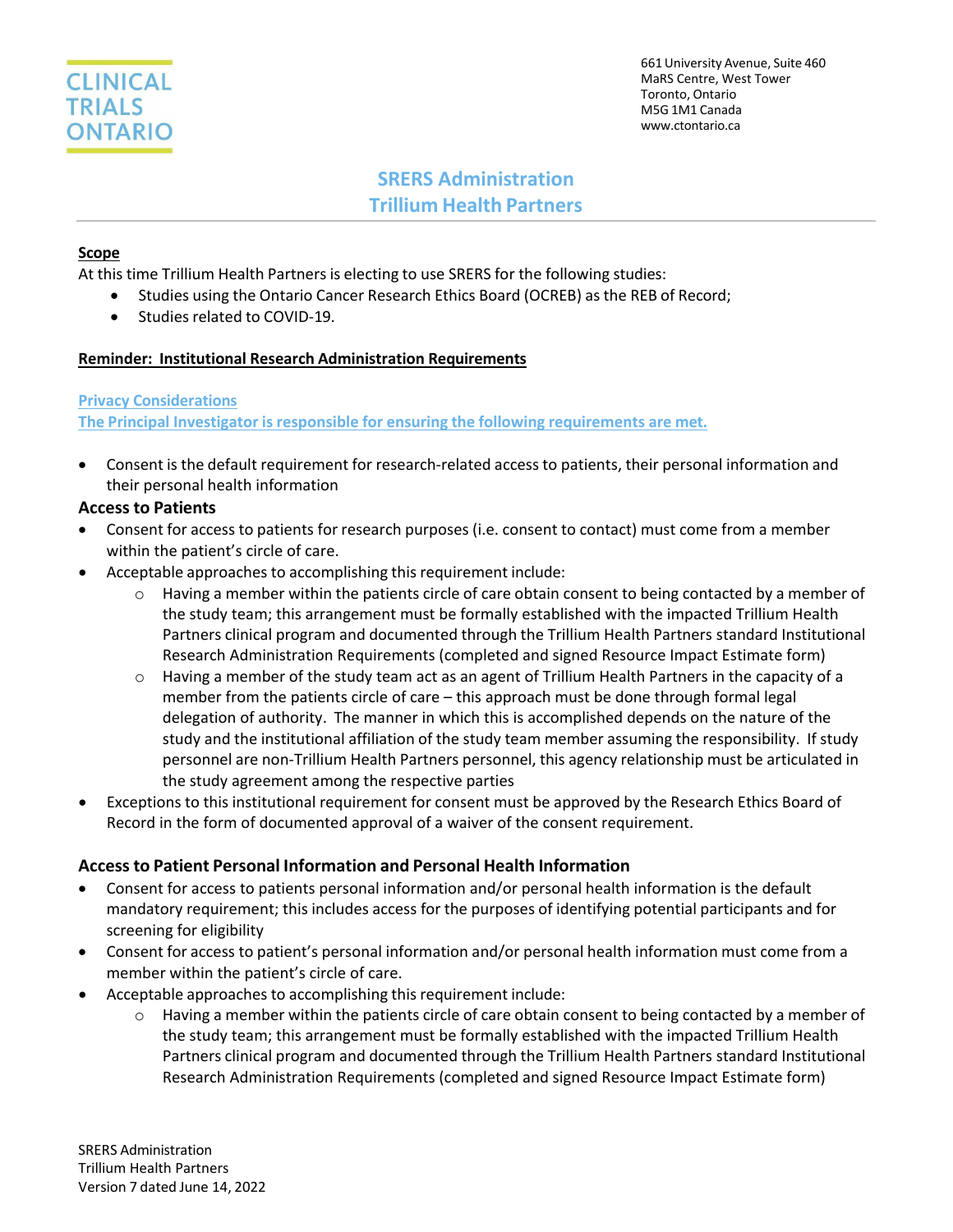CLINICAL TRIALS ONTARIO

661 University Avenue, Suite 460
MaRS Centre, West Tower
Toronto, Ontario
M5G 1M1 Canada
www.ctontario.ca

# SRERS Administration
# Trillium Health Partners

**Scope**

At this time Trillium Health Partners is electing to use SRERS for the following studies:

- Studies using the Ontario Cancer Research Ethics Board (OCREB) as the REB of Record;
- Studies related to COVID-19.

**Reminder: Institutional Research Administration Requirements**

**Privacy Considerations**
**The Principal Investigator is responsible for ensuring the following requirements are met.**

- Consent is the default requirement for research-related access to patients, their personal information and their personal health information

### Access to Patients

- Consent for access to patients for research purposes (i.e. consent to contact) must come from a member within the patient's circle of care.
- Acceptable approaches to accomplishing this requirement include:
  - Having a member within the patients circle of care obtain consent to being contacted by a member of the study team; this arrangement must be formally established with the impacted Trillium Health Partners clinical program and documented through the Trillium Health Partners standard Institutional Research Administration Requirements (completed and signed Resource Impact Estimate form)
  - Having a member of the study team act as an agent of Trillium Health Partners in the capacity of a member from the patients circle of care – this approach must be done through formal legal delegation of authority. The manner in which this is accomplished depends on the nature of the study and the institutional affiliation of the study team member assuming the responsibility. If study personnel are non-Trillium Health Partners personnel, this agency relationship must be articulated in the study agreement among the respective parties
- Exceptions to this institutional requirement for consent must be approved by the Research Ethics Board of Record in the form of documented approval of a waiver of the consent requirement.

### Access to Patient Personal Information and Personal Health Information

- Consent for access to patients personal information and/or personal health information is the default mandatory requirement; this includes access for the purposes of identifying potential participants and for screening for eligibility
- Consent for access to patient's personal information and/or personal health information must come from a member within the patient's circle of care.
- Acceptable approaches to accomplishing this requirement include:
  - Having a member within the patients circle of care obtain consent to being contacted by a member of the study team; this arrangement must be formally established with the impacted Trillium Health Partners clinical program and documented through the Trillium Health Partners standard Institutional Research Administration Requirements (completed and signed Resource Impact Estimate form)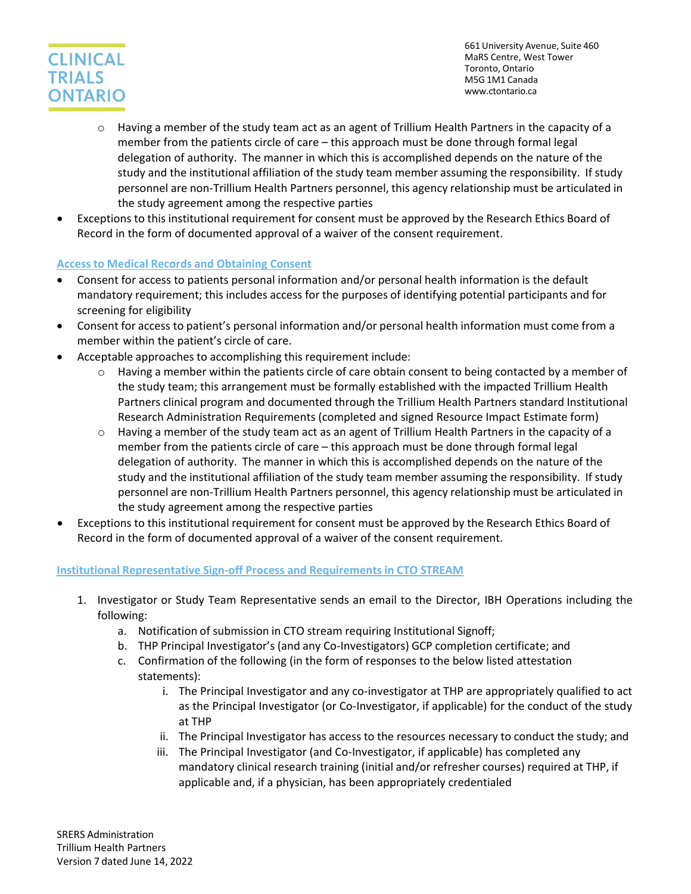- Having a member of the study team act as an agent of Trillium Health Partners in the capacity of a member from the patients circle of care – this approach must be done through formal legal delegation of authority. The manner in which this is accomplished depends on the nature of the study and the institutional affiliation of the study team member assuming the responsibility. If study personnel are non-Trillium Health Partners personnel, this agency relationship must be articulated in the study agreement among the respective parties

- Exceptions to this institutional requirement for consent must be approved by the Research Ethics Board of Record in the form of documented approval of a waiver of the consent requirement.

### Access to Medical Records and Obtaining Consent

- Consent for access to patients personal information and/or personal health information is the default mandatory requirement; this includes access for the purposes of identifying potential participants and for screening for eligibility
- Consent for access to patient's personal information and/or personal health information must come from a member within the patient's circle of care.
- Acceptable approaches to accomplishing this requirement include:
  - Having a member within the patients circle of care obtain consent to being contacted by a member of the study team; this arrangement must be formally established with the impacted Trillium Health Partners clinical program and documented through the Trillium Health Partners standard Institutional Research Administration Requirements (completed and signed Resource Impact Estimate form)
  - Having a member of the study team act as an agent of Trillium Health Partners in the capacity of a member from the patients circle of care – this approach must be done through formal legal delegation of authority. The manner in which this is accomplished depends on the nature of the study and the institutional affiliation of the study team member assuming the responsibility. If study personnel are non-Trillium Health Partners personnel, this agency relationship must be articulated in the study agreement among the respective parties
- Exceptions to this institutional requirement for consent must be approved by the Research Ethics Board of Record in the form of documented approval of a waiver of the consent requirement.

### Institutional Representative Sign-off Process and Requirements in CTO STREAM

1. Investigator or Study Team Representative sends an email to the Director, IBH Operations including the following:
   a. Notification of submission in CTO stream requiring Institutional Signoff;
   b. THP Principal Investigator's (and any Co-Investigators) GCP completion certificate; and
   c. Confirmation of the following (in the form of responses to the below listed attestation statements):
      i. The Principal Investigator and any co-investigator at THP are appropriately qualified to act as the Principal Investigator (or Co-Investigator, if applicable) for the conduct of the study at THP
      ii. The Principal Investigator has access to the resources necessary to conduct the study; and
      iii. The Principal Investigator (and Co-Investigator, if applicable) has completed any mandatory clinical research training (initial and/or refresher courses) required at THP, if applicable and, if a physician, has been appropriately credentialed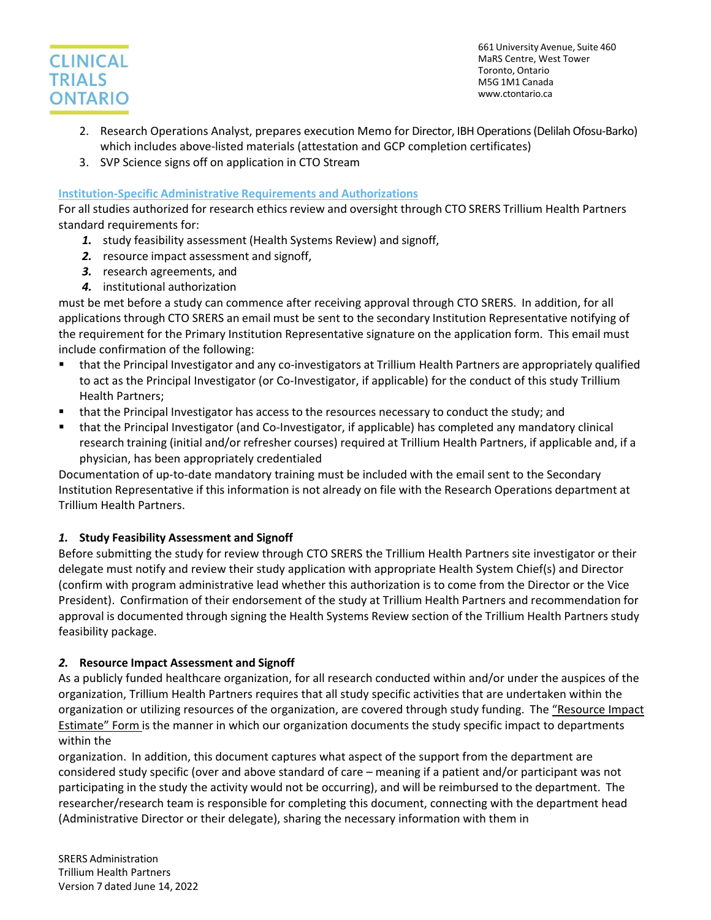2. Research Operations Analyst, prepares execution Memo for Director, IBH Operations (Delilah Ofosu-Barko) which includes above-listed materials (attestation and GCP completion certificates)
3. SVP Science signs off on application in CTO Stream

## Institution-Specific Administrative Requirements and Authorizations

For all studies authorized for research ethics review and oversight through CTO SRERS Trillium Health Partners standard requirements for:

1. study feasibility assessment (Health Systems Review) and signoff,
2. resource impact assessment and signoff,
3. research agreements, and
4. institutional authorization

must be met before a study can commence after receiving approval through CTO SRERS. In addition, for all applications through CTO SRERS an email must be sent to the secondary Institution Representative notifying of the requirement for the Primary Institution Representative signature on the application form. This email must include confirmation of the following:

- that the Principal Investigator and any co-investigators at Trillium Health Partners are appropriately qualified to act as the Principal Investigator (or Co-Investigator, if applicable) for the conduct of this study Trillium Health Partners;
- that the Principal Investigator has access to the resources necessary to conduct the study; and
- that the Principal Investigator (and Co-Investigator, if applicable) has completed any mandatory clinical research training (initial and/or refresher courses) required at Trillium Health Partners, if applicable and, if a physician, has been appropriately credentialed

Documentation of up-to-date mandatory training must be included with the email sent to the Secondary Institution Representative if this information is not already on file with the Research Operations department at Trillium Health Partners.

### *1.* Study Feasibility Assessment and Signoff

Before submitting the study for review through CTO SRERS the Trillium Health Partners site investigator or their delegate must notify and review their study application with appropriate Health System Chief(s) and Director (confirm with program administrative lead whether this authorization is to come from the Director or the Vice President). Confirmation of their endorsement of the study at Trillium Health Partners and recommendation for approval is documented through signing the Health Systems Review section of the Trillium Health Partners study feasibility package.

### *2.* Resource Impact Assessment and Signoff

As a publicly funded healthcare organization, for all research conducted within and/or under the auspices of the organization, Trillium Health Partners requires that all study specific activities that are undertaken within the organization or utilizing resources of the organization, are covered through study funding. The "Resource Impact Estimate" Form is the manner in which our organization documents the study specific impact to departments within the organization. In addition, this document captures what aspect of the support from the department are considered study specific (over and above standard of care – meaning if a patient and/or participant was not participating in the study the activity would not be occurring), and will be reimbursed to the department. The researcher/research team is responsible for completing this document, connecting with the department head (Administrative Director or their delegate), sharing the necessary information with them in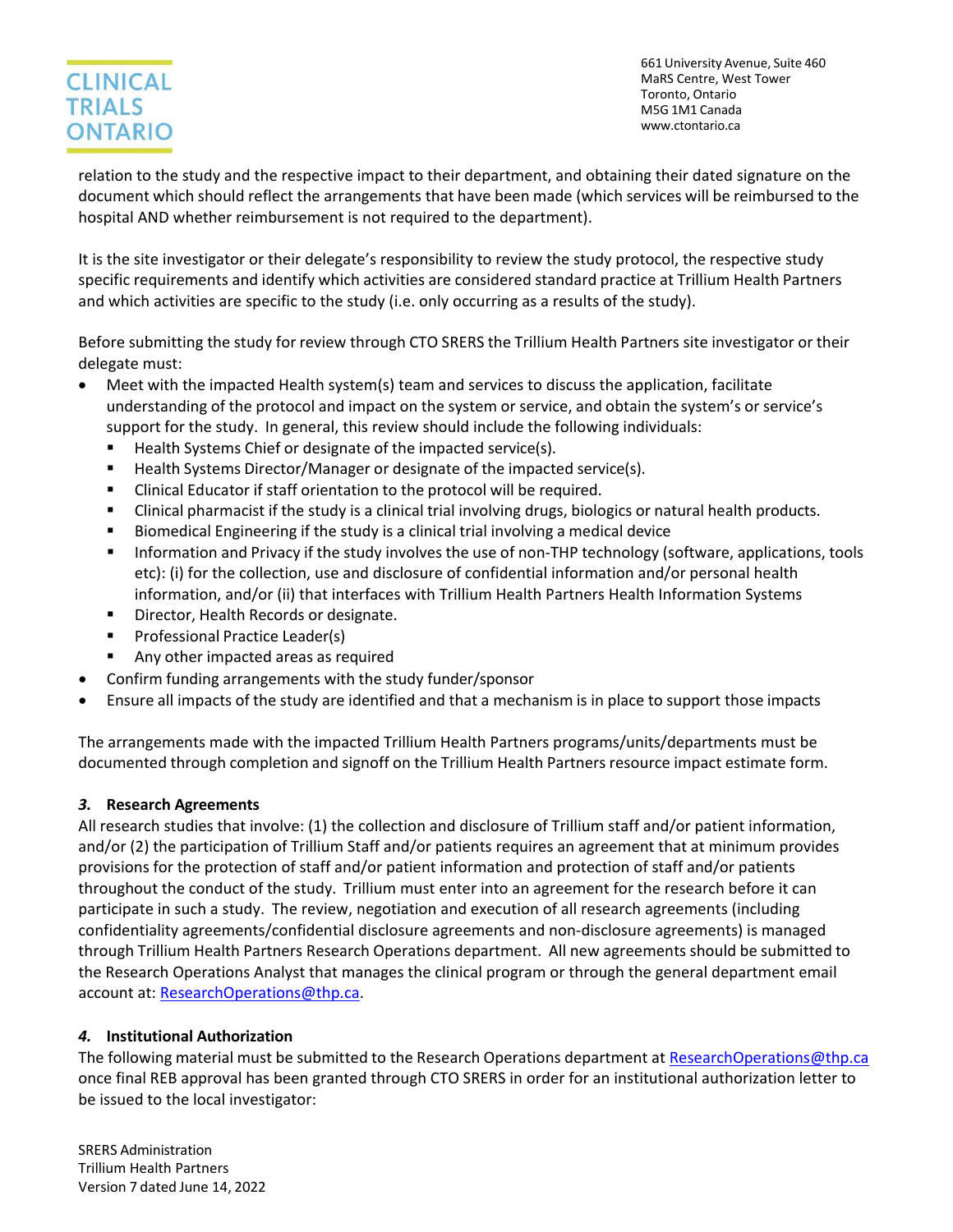relation to the study and the respective impact to their department, and obtaining their dated signature on the document which should reflect the arrangements that have been made (which services will be reimbursed to the hospital AND whether reimbursement is not required to the department).

It is the site investigator or their delegate's responsibility to review the study protocol, the respective study specific requirements and identify which activities are considered standard practice at Trillium Health Partners and which activities are specific to the study (i.e. only occurring as a results of the study).

Before submitting the study for review through CTO SRERS the Trillium Health Partners site investigator or their delegate must:

- Meet with the impacted Health system(s) team and services to discuss the application, facilitate understanding of the protocol and impact on the system or service, and obtain the system's or service's support for the study. In general, this review should include the following individuals:
  - Health Systems Chief or designate of the impacted service(s).
  - Health Systems Director/Manager or designate of the impacted service(s).
  - Clinical Educator if staff orientation to the protocol will be required.
  - Clinical pharmacist if the study is a clinical trial involving drugs, biologics or natural health products.
  - Biomedical Engineering if the study is a clinical trial involving a medical device
  - Information and Privacy if the study involves the use of non-THP technology (software, applications, tools etc): (i) for the collection, use and disclosure of confidential information and/or personal health information, and/or (ii) that interfaces with Trillium Health Partners Health Information Systems
  - Director, Health Records or designate.
  - Professional Practice Leader(s)
  - Any other impacted areas as required
- Confirm funding arrangements with the study funder/sponsor
- Ensure all impacts of the study are identified and that a mechanism is in place to support those impacts

The arrangements made with the impacted Trillium Health Partners programs/units/departments must be documented through completion and signoff on the Trillium Health Partners resource impact estimate form.

### *3.* Research Agreements

All research studies that involve: (1) the collection and disclosure of Trillium staff and/or patient information, and/or (2) the participation of Trillium Staff and/or patients requires an agreement that at minimum provides provisions for the protection of staff and/or patient information and protection of staff and/or patients throughout the conduct of the study. Trillium must enter into an agreement for the research before it can participate in such a study. The review, negotiation and execution of all research agreements (including confidentiality agreements/confidential disclosure agreements and non-disclosure agreements) is managed through Trillium Health Partners Research Operations department. All new agreements should be submitted to the Research Operations Analyst that manages the clinical program or through the general department email account at: ResearchOperations@thp.ca.

### *4.* Institutional Authorization

The following material must be submitted to the Research Operations department at ResearchOperations@thp.ca once final REB approval has been granted through CTO SRERS in order for an institutional authorization letter to be issued to the local investigator: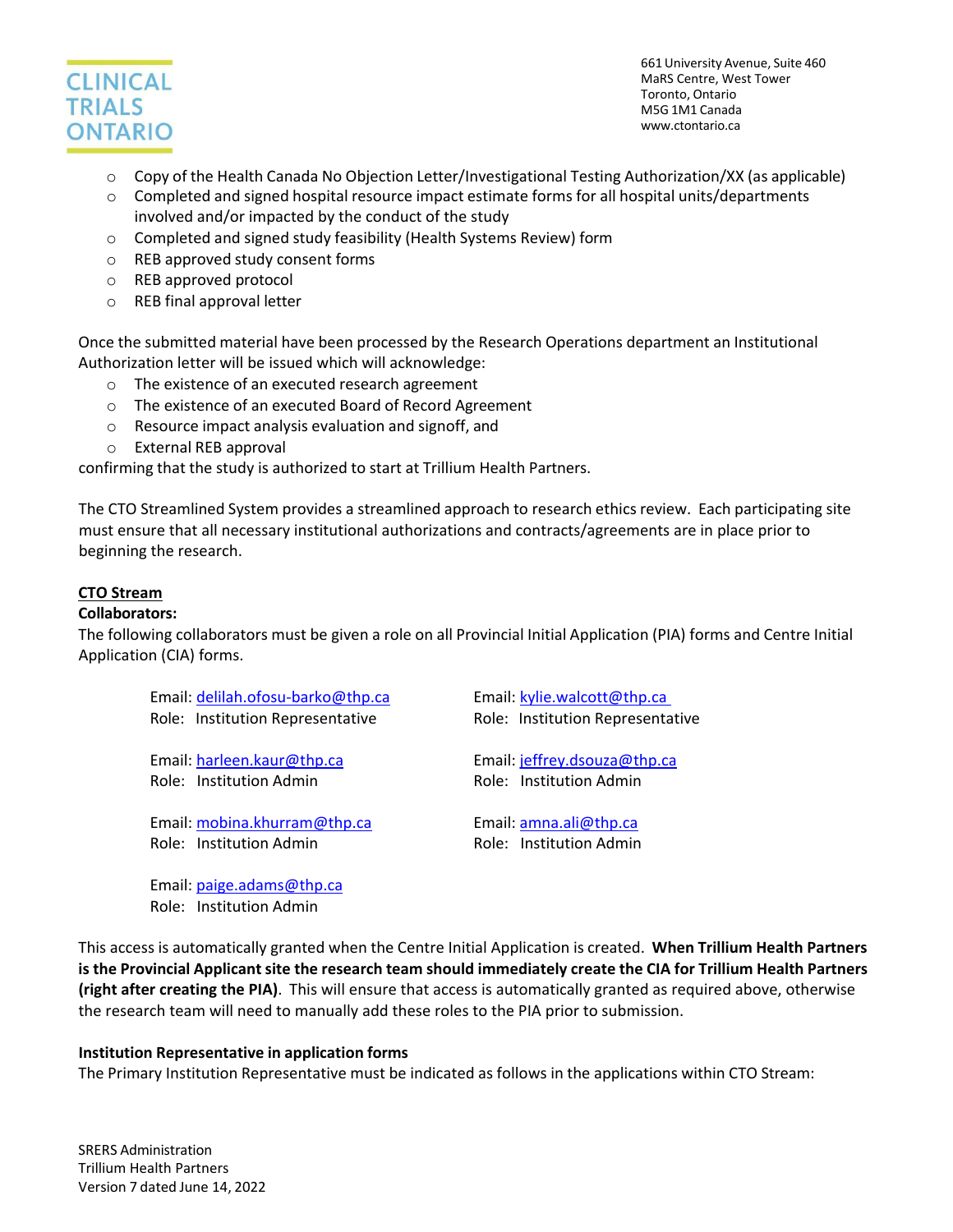- Copy of the Health Canada No Objection Letter/Investigational Testing Authorization/XX (as applicable)
- Completed and signed hospital resource impact estimate forms for all hospital units/departments involved and/or impacted by the conduct of the study
- Completed and signed study feasibility (Health Systems Review) form
- REB approved study consent forms
- REB approved protocol
- REB final approval letter

Once the submitted material have been processed by the Research Operations department an Institutional Authorization letter will be issued which will acknowledge:

- The existence of an executed research agreement
- The existence of an executed Board of Record Agreement
- Resource impact analysis evaluation and signoff, and
- External REB approval

confirming that the study is authorized to start at Trillium Health Partners.

The CTO Streamlined System provides a streamlined approach to research ethics review. Each participating site must ensure that all necessary institutional authorizations and contracts/agreements are in place prior to beginning the research.

**CTO Stream**

**Collaborators:**

The following collaborators must be given a role on all Provincial Initial Application (PIA) forms and Centre Initial Application (CIA) forms.

Email: delilah.ofosu-barko@thp.ca
Role: Institution Representative

Email: kylie.walcott@thp.ca
Role: Institution Representative

Email: harleen.kaur@thp.ca
Role: Institution Admin

Email: jeffrey.dsouza@thp.ca
Role: Institution Admin

Email: mobina.khurram@thp.ca
Role: Institution Admin

Email: amna.ali@thp.ca
Role: Institution Admin

Email: paige.adams@thp.ca
Role: Institution Admin

This access is automatically granted when the Centre Initial Application is created. **When Trillium Health Partners is the Provincial Applicant site the research team should immediately create the CIA for Trillium Health Partners (right after creating the PIA)**. This will ensure that access is automatically granted as required above, otherwise the research team will need to manually add these roles to the PIA prior to submission.

**Institution Representative in application forms**

The Primary Institution Representative must be indicated as follows in the applications within CTO Stream: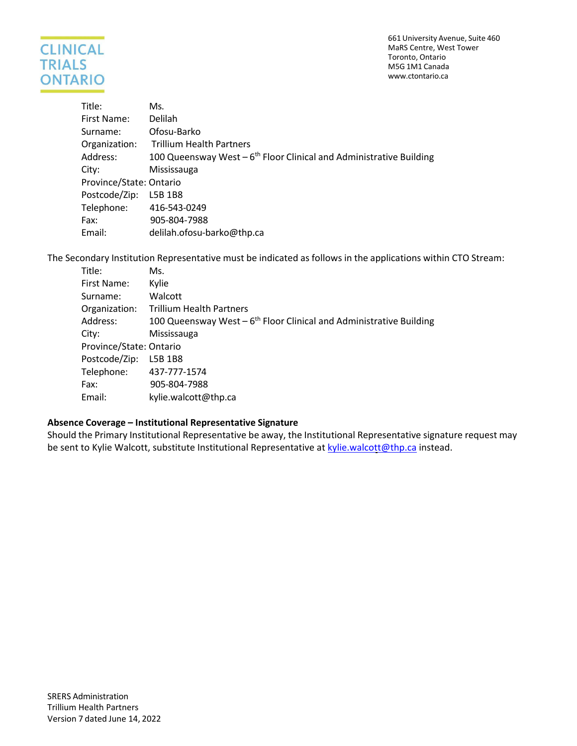CLINICAL TRIALS ONTARIO

661 University Avenue, Suite 460
MaRS Centre, West Tower
Toronto, Ontario
M5G 1M1 Canada
www.ctontario.ca

| | |
|---|---|
| Title: | Ms. |
| First Name: | Delilah |
| Surname: | Ofosu-Barko |
| Organization: | Trillium Health Partners |
| Address: | 100 Queensway West – 6th Floor Clinical and Administrative Building |
| City: | Mississauga |
| Province/State: | Ontario |
| Postcode/Zip: | L5B 1B8 |
| Telephone: | 416-543-0249 |
| Fax: | 905-804-7988 |
| Email: | delilah.ofosu-barko@thp.ca |

The Secondary Institution Representative must be indicated as follows in the applications within CTO Stream:

| | |
|---|---|
| Title: | Ms. |
| First Name: | Kylie |
| Surname: | Walcott |
| Organization: | Trillium Health Partners |
| Address: | 100 Queensway West – 6th Floor Clinical and Administrative Building |
| City: | Mississauga |
| Province/State: | Ontario |
| Postcode/Zip: | L5B 1B8 |
| Telephone: | 437-777-1574 |
| Fax: | 905-804-7988 |
| Email: | kylie.walcott@thp.ca |

**Absence Coverage – Institutional Representative Signature**

Should the Primary Institutional Representative be away, the Institutional Representative signature request may be sent to Kylie Walcott, substitute Institutional Representative at kylie.walcott@thp.ca instead.

SRERS Administration
Trillium Health Partners
Version 7 dated June 14, 2022